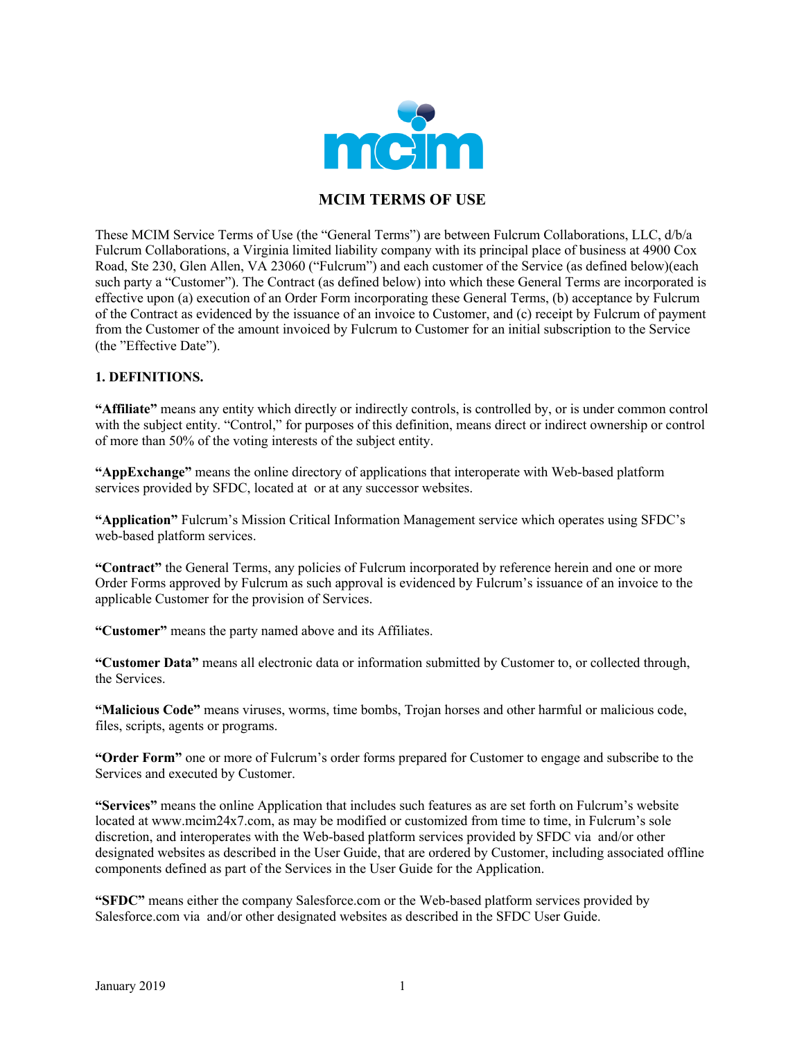# MCIM TERMS OF USE

These MCIM Service Terms of Use (the "General Terms") are between Fulcrum Collaborations, LLC, d/b/a Fulcrum Collaborations, a Virginia limited liability company with its principal place of business at 4900 Cox Road, Ste 230, Glen Allen, VA 23060 ("Fulcrum") and each customer of the Service (as defined below)(each such party a "Customer"). The Contract (as defined below) into which these General Terms are incorporated is effective upon (a) execution of an Order Form incorporating these General Terms, (b) acceptance by Fulcrum of the Contract as evidenced by the issuance of an invoice to Customer, and (c) receipt by Fulcrum of payment from the Customer of the amount invoiced by Fulcrum to Customer for an initial subscription to the Service (the "Effective Date").

## 1. DEFINITIONS.

**"Affiliate"** means any entity which directly or indirectly controls, is controlled by, or is under common control with the subject entity. "Control," for purposes of this definition, means direct or indirect ownership or control of more than 50% of the voting interests of the subject entity.

**"AppExchange"** means the online directory of applications that interoperate with Web-based platform services provided by SFDC, located at  or at any successor websites.

**"Application"** Fulcrum's Mission Critical Information Management service which operates using SFDC's web-based platform services.

**"Contract"** the General Terms, any policies of Fulcrum incorporated by reference herein and one or more Order Forms approved by Fulcrum as such approval is evidenced by Fulcrum's issuance of an invoice to the applicable Customer for the provision of Services.

**"Customer"** means the party named above and its Affiliates.

**"Customer Data"** means all electronic data or information submitted by Customer to, or collected through, the Services.

**"Malicious Code"** means viruses, worms, time bombs, Trojan horses and other harmful or malicious code, files, scripts, agents or programs.

**"Order Form"** one or more of Fulcrum's order forms prepared for Customer to engage and subscribe to the Services and executed by Customer.

**"Services"** means the online Application that includes such features as are set forth on Fulcrum's website located at www.mcim24x7.com, as may be modified or customized from time to time, in Fulcrum's sole discretion, and interoperates with the Web-based platform services provided by SFDC via  and/or other designated websites as described in the User Guide, that are ordered by Customer, including associated offline components defined as part of the Services in the User Guide for the Application.

**"SFDC"** means either the company Salesforce.com or the Web-based platform services provided by Salesforce.com via  and/or other designated websites as described in the SFDC User Guide.

January 2019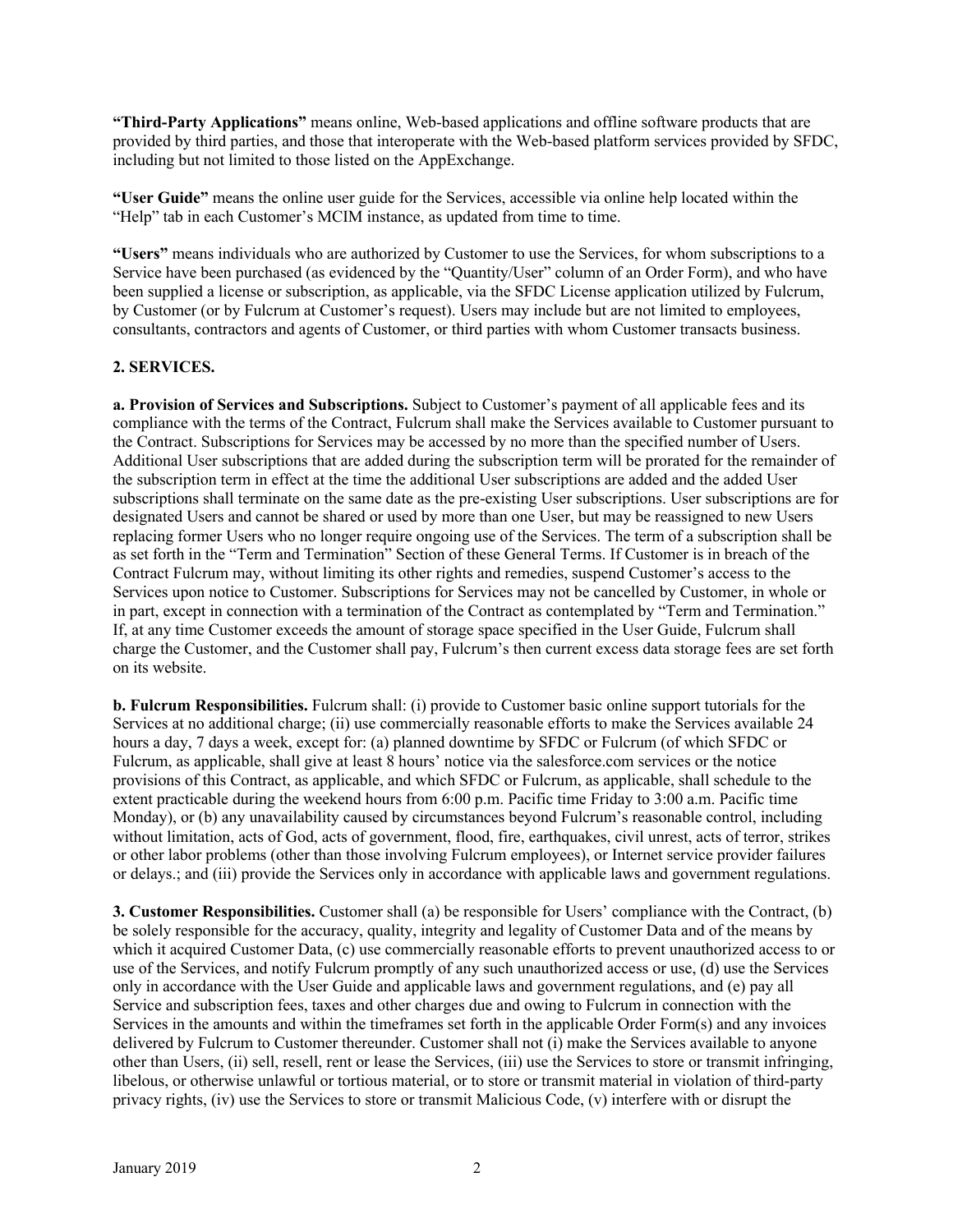**"Third-Party Applications"** means online, Web-based applications and offline software products that are provided by third parties, and those that interoperate with the Web-based platform services provided by SFDC, including but not limited to those listed on the AppExchange.

**"User Guide"** means the online user guide for the Services, accessible via online help located within the "Help" tab in each Customer's MCIM instance, as updated from time to time.

**"Users"** means individuals who are authorized by Customer to use the Services, for whom subscriptions to a Service have been purchased (as evidenced by the "Quantity/User" column of an Order Form), and who have been supplied a license or subscription, as applicable, via the SFDC License application utilized by Fulcrum, by Customer (or by Fulcrum at Customer's request). Users may include but are not limited to employees, consultants, contractors and agents of Customer, or third parties with whom Customer transacts business.

**2. SERVICES.**

**a. Provision of Services and Subscriptions.** Subject to Customer's payment of all applicable fees and its compliance with the terms of the Contract, Fulcrum shall make the Services available to Customer pursuant to the Contract. Subscriptions for Services may be accessed by no more than the specified number of Users. Additional User subscriptions that are added during the subscription term will be prorated for the remainder of the subscription term in effect at the time the additional User subscriptions are added and the added User subscriptions shall terminate on the same date as the pre-existing User subscriptions. User subscriptions are for designated Users and cannot be shared or used by more than one User, but may be reassigned to new Users replacing former Users who no longer require ongoing use of the Services. The term of a subscription shall be as set forth in the "Term and Termination" Section of these General Terms. If Customer is in breach of the Contract Fulcrum may, without limiting its other rights and remedies, suspend Customer's access to the Services upon notice to Customer. Subscriptions for Services may not be cancelled by Customer, in whole or in part, except in connection with a termination of the Contract as contemplated by "Term and Termination." If, at any time Customer exceeds the amount of storage space specified in the User Guide, Fulcrum shall charge the Customer, and the Customer shall pay, Fulcrum's then current excess data storage fees are set forth on its website.

**b. Fulcrum Responsibilities.** Fulcrum shall: (i) provide to Customer basic online support tutorials for the Services at no additional charge; (ii) use commercially reasonable efforts to make the Services available 24 hours a day, 7 days a week, except for: (a) planned downtime by SFDC or Fulcrum (of which SFDC or Fulcrum, as applicable, shall give at least 8 hours' notice via the salesforce.com services or the notice provisions of this Contract, as applicable, and which SFDC or Fulcrum, as applicable, shall schedule to the extent practicable during the weekend hours from 6:00 p.m. Pacific time Friday to 3:00 a.m. Pacific time Monday), or (b) any unavailability caused by circumstances beyond Fulcrum's reasonable control, including without limitation, acts of God, acts of government, flood, fire, earthquakes, civil unrest, acts of terror, strikes or other labor problems (other than those involving Fulcrum employees), or Internet service provider failures or delays.; and (iii) provide the Services only in accordance with applicable laws and government regulations.

**3. Customer Responsibilities.** Customer shall (a) be responsible for Users' compliance with the Contract, (b) be solely responsible for the accuracy, quality, integrity and legality of Customer Data and of the means by which it acquired Customer Data, (c) use commercially reasonable efforts to prevent unauthorized access to or use of the Services, and notify Fulcrum promptly of any such unauthorized access or use, (d) use the Services only in accordance with the User Guide and applicable laws and government regulations, and (e) pay all Service and subscription fees, taxes and other charges due and owing to Fulcrum in connection with the Services in the amounts and within the timeframes set forth in the applicable Order Form(s) and any invoices delivered by Fulcrum to Customer thereunder. Customer shall not (i) make the Services available to anyone other than Users, (ii) sell, resell, rent or lease the Services, (iii) use the Services to store or transmit infringing, libelous, or otherwise unlawful or tortious material, or to store or transmit material in violation of third-party privacy rights, (iv) use the Services to store or transmit Malicious Code, (v) interfere with or disrupt the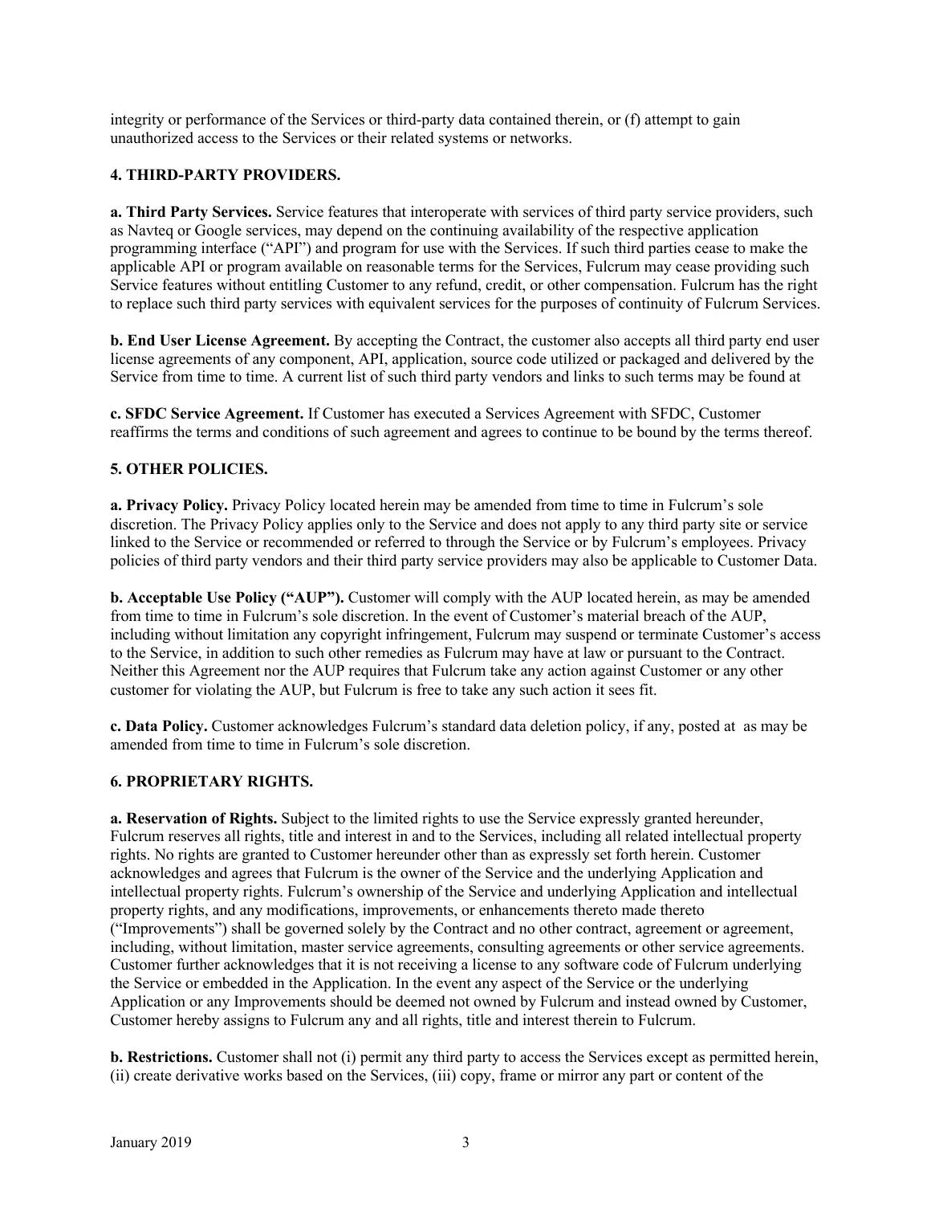integrity or performance of the Services or third-party data contained therein, or (f) attempt to gain unauthorized access to the Services or their related systems or networks.

## 4. THIRD-PARTY PROVIDERS.

**a. Third Party Services.** Service features that interoperate with services of third party service providers, such as Navteq or Google services, may depend on the continuing availability of the respective application programming interface ("API") and program for use with the Services. If such third parties cease to make the applicable API or program available on reasonable terms for the Services, Fulcrum may cease providing such Service features without entitling Customer to any refund, credit, or other compensation. Fulcrum has the right to replace such third party services with equivalent services for the purposes of continuity of Fulcrum Services.

**b. End User License Agreement.** By accepting the Contract, the customer also accepts all third party end user license agreements of any component, API, application, source code utilized or packaged and delivered by the Service from time to time. A current list of such third party vendors and links to such terms may be found at

**c. SFDC Service Agreement.** If Customer has executed a Services Agreement with SFDC, Customer reaffirms the terms and conditions of such agreement and agrees to continue to be bound by the terms thereof.

## 5. OTHER POLICIES.

**a. Privacy Policy.** Privacy Policy located herein may be amended from time to time in Fulcrum's sole discretion. The Privacy Policy applies only to the Service and does not apply to any third party site or service linked to the Service or recommended or referred to through the Service or by Fulcrum's employees. Privacy policies of third party vendors and their third party service providers may also be applicable to Customer Data.

**b. Acceptable Use Policy ("AUP").** Customer will comply with the AUP located herein, as may be amended from time to time in Fulcrum's sole discretion. In the event of Customer's material breach of the AUP, including without limitation any copyright infringement, Fulcrum may suspend or terminate Customer's access to the Service, in addition to such other remedies as Fulcrum may have at law or pursuant to the Contract. Neither this Agreement nor the AUP requires that Fulcrum take any action against Customer or any other customer for violating the AUP, but Fulcrum is free to take any such action it sees fit.

**c. Data Policy.** Customer acknowledges Fulcrum's standard data deletion policy, if any, posted at  as may be amended from time to time in Fulcrum's sole discretion.

## 6. PROPRIETARY RIGHTS.

**a. Reservation of Rights.** Subject to the limited rights to use the Service expressly granted hereunder, Fulcrum reserves all rights, title and interest in and to the Services, including all related intellectual property rights. No rights are granted to Customer hereunder other than as expressly set forth herein. Customer acknowledges and agrees that Fulcrum is the owner of the Service and the underlying Application and intellectual property rights. Fulcrum's ownership of the Service and underlying Application and intellectual property rights, and any modifications, improvements, or enhancements thereto made thereto ("Improvements") shall be governed solely by the Contract and no other contract, agreement or agreement, including, without limitation, master service agreements, consulting agreements or other service agreements. Customer further acknowledges that it is not receiving a license to any software code of Fulcrum underlying the Service or embedded in the Application. In the event any aspect of the Service or the underlying Application or any Improvements should be deemed not owned by Fulcrum and instead owned by Customer, Customer hereby assigns to Fulcrum any and all rights, title and interest therein to Fulcrum.

**b. Restrictions.** Customer shall not (i) permit any third party to access the Services except as permitted herein, (ii) create derivative works based on the Services, (iii) copy, frame or mirror any part or content of the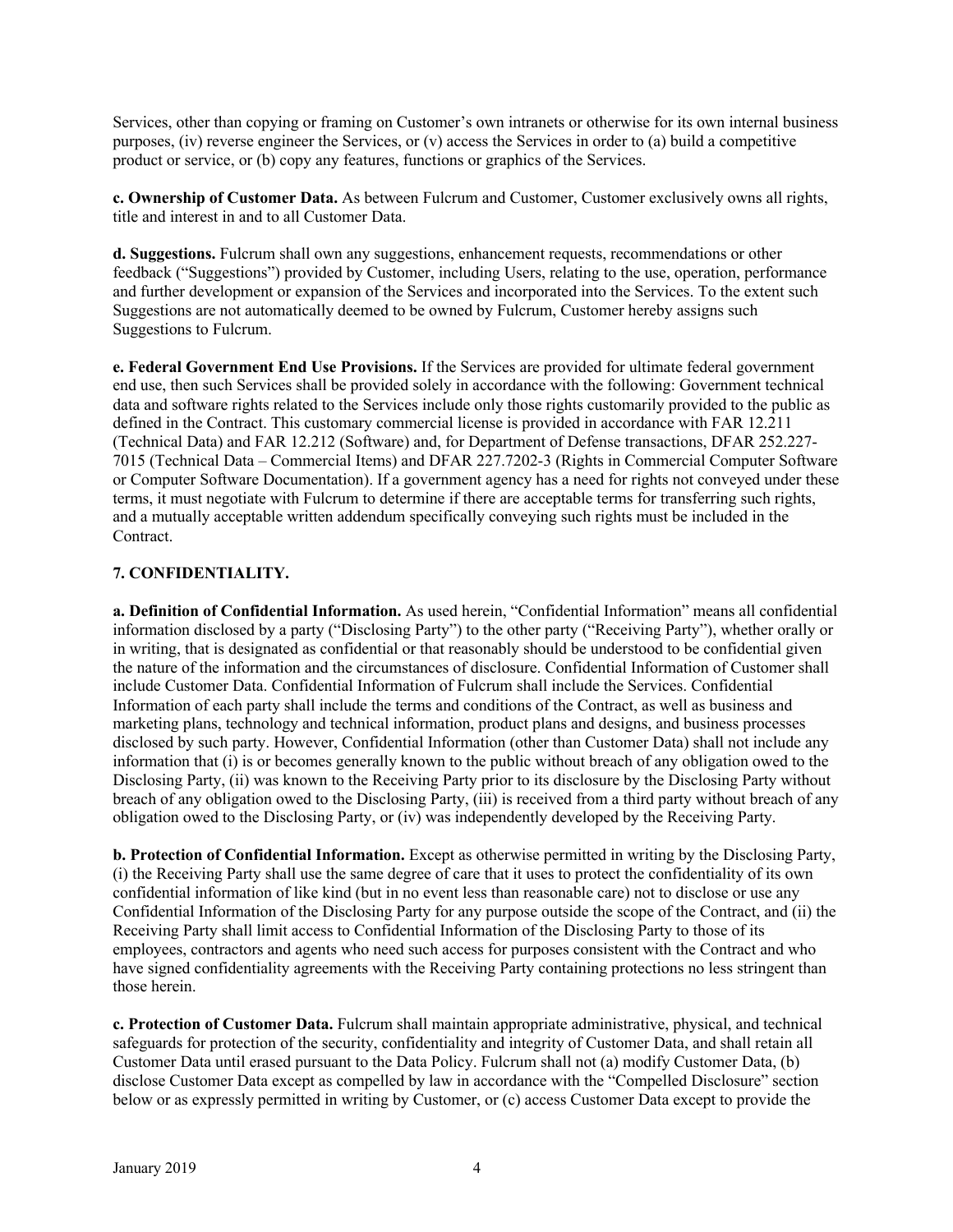Services, other than copying or framing on Customer's own intranets or otherwise for its own internal business purposes, (iv) reverse engineer the Services, or (v) access the Services in order to (a) build a competitive product or service, or (b) copy any features, functions or graphics of the Services.

**c. Ownership of Customer Data.** As between Fulcrum and Customer, Customer exclusively owns all rights, title and interest in and to all Customer Data.

**d. Suggestions.** Fulcrum shall own any suggestions, enhancement requests, recommendations or other feedback ("Suggestions") provided by Customer, including Users, relating to the use, operation, performance and further development or expansion of the Services and incorporated into the Services. To the extent such Suggestions are not automatically deemed to be owned by Fulcrum, Customer hereby assigns such Suggestions to Fulcrum.

**e. Federal Government End Use Provisions.** If the Services are provided for ultimate federal government end use, then such Services shall be provided solely in accordance with the following: Government technical data and software rights related to the Services include only those rights customarily provided to the public as defined in the Contract. This customary commercial license is provided in accordance with FAR 12.211 (Technical Data) and FAR 12.212 (Software) and, for Department of Defense transactions, DFAR 252.227-7015 (Technical Data – Commercial Items) and DFAR 227.7202-3 (Rights in Commercial Computer Software or Computer Software Documentation). If a government agency has a need for rights not conveyed under these terms, it must negotiate with Fulcrum to determine if there are acceptable terms for transferring such rights, and a mutually acceptable written addendum specifically conveying such rights must be included in the Contract.

## 7. CONFIDENTIALITY.

**a. Definition of Confidential Information.** As used herein, "Confidential Information" means all confidential information disclosed by a party ("Disclosing Party") to the other party ("Receiving Party"), whether orally or in writing, that is designated as confidential or that reasonably should be understood to be confidential given the nature of the information and the circumstances of disclosure. Confidential Information of Customer shall include Customer Data. Confidential Information of Fulcrum shall include the Services. Confidential Information of each party shall include the terms and conditions of the Contract, as well as business and marketing plans, technology and technical information, product plans and designs, and business processes disclosed by such party. However, Confidential Information (other than Customer Data) shall not include any information that (i) is or becomes generally known to the public without breach of any obligation owed to the Disclosing Party, (ii) was known to the Receiving Party prior to its disclosure by the Disclosing Party without breach of any obligation owed to the Disclosing Party, (iii) is received from a third party without breach of any obligation owed to the Disclosing Party, or (iv) was independently developed by the Receiving Party.

**b. Protection of Confidential Information.** Except as otherwise permitted in writing by the Disclosing Party, (i) the Receiving Party shall use the same degree of care that it uses to protect the confidentiality of its own confidential information of like kind (but in no event less than reasonable care) not to disclose or use any Confidential Information of the Disclosing Party for any purpose outside the scope of the Contract, and (ii) the Receiving Party shall limit access to Confidential Information of the Disclosing Party to those of its employees, contractors and agents who need such access for purposes consistent with the Contract and who have signed confidentiality agreements with the Receiving Party containing protections no less stringent than those herein.

**c. Protection of Customer Data.** Fulcrum shall maintain appropriate administrative, physical, and technical safeguards for protection of the security, confidentiality and integrity of Customer Data, and shall retain all Customer Data until erased pursuant to the Data Policy. Fulcrum shall not (a) modify Customer Data, (b) disclose Customer Data except as compelled by law in accordance with the "Compelled Disclosure" section below or as expressly permitted in writing by Customer, or (c) access Customer Data except to provide the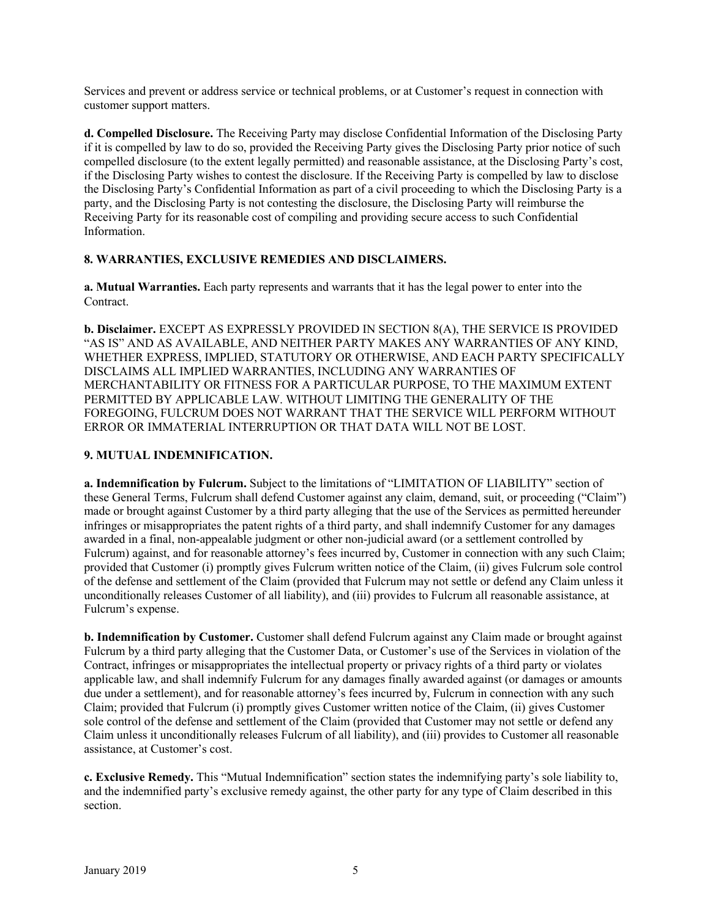Services and prevent or address service or technical problems, or at Customer's request in connection with customer support matters.

**d. Compelled Disclosure.** The Receiving Party may disclose Confidential Information of the Disclosing Party if it is compelled by law to do so, provided the Receiving Party gives the Disclosing Party prior notice of such compelled disclosure (to the extent legally permitted) and reasonable assistance, at the Disclosing Party's cost, if the Disclosing Party wishes to contest the disclosure. If the Receiving Party is compelled by law to disclose the Disclosing Party's Confidential Information as part of a civil proceeding to which the Disclosing Party is a party, and the Disclosing Party is not contesting the disclosure, the Disclosing Party will reimburse the Receiving Party for its reasonable cost of compiling and providing secure access to such Confidential Information.

## 8. WARRANTIES, EXCLUSIVE REMEDIES AND DISCLAIMERS.

**a. Mutual Warranties.** Each party represents and warrants that it has the legal power to enter into the Contract.

**b. Disclaimer.** EXCEPT AS EXPRESSLY PROVIDED IN SECTION 8(A), THE SERVICE IS PROVIDED "AS IS" AND AS AVAILABLE, AND NEITHER PARTY MAKES ANY WARRANTIES OF ANY KIND, WHETHER EXPRESS, IMPLIED, STATUTORY OR OTHERWISE, AND EACH PARTY SPECIFICALLY DISCLAIMS ALL IMPLIED WARRANTIES, INCLUDING ANY WARRANTIES OF MERCHANTABILITY OR FITNESS FOR A PARTICULAR PURPOSE, TO THE MAXIMUM EXTENT PERMITTED BY APPLICABLE LAW. WITHOUT LIMITING THE GENERALITY OF THE FOREGOING, FULCRUM DOES NOT WARRANT THAT THE SERVICE WILL PERFORM WITHOUT ERROR OR IMMATERIAL INTERRUPTION OR THAT DATA WILL NOT BE LOST.

## 9. MUTUAL INDEMNIFICATION.

**a. Indemnification by Fulcrum.** Subject to the limitations of "LIMITATION OF LIABILITY" section of these General Terms, Fulcrum shall defend Customer against any claim, demand, suit, or proceeding ("Claim") made or brought against Customer by a third party alleging that the use of the Services as permitted hereunder infringes or misappropriates the patent rights of a third party, and shall indemnify Customer for any damages awarded in a final, non-appealable judgment or other non-judicial award (or a settlement controlled by Fulcrum) against, and for reasonable attorney's fees incurred by, Customer in connection with any such Claim; provided that Customer (i) promptly gives Fulcrum written notice of the Claim, (ii) gives Fulcrum sole control of the defense and settlement of the Claim (provided that Fulcrum may not settle or defend any Claim unless it unconditionally releases Customer of all liability), and (iii) provides to Fulcrum all reasonable assistance, at Fulcrum's expense.

**b. Indemnification by Customer.** Customer shall defend Fulcrum against any Claim made or brought against Fulcrum by a third party alleging that the Customer Data, or Customer's use of the Services in violation of the Contract, infringes or misappropriates the intellectual property or privacy rights of a third party or violates applicable law, and shall indemnify Fulcrum for any damages finally awarded against (or damages or amounts due under a settlement), and for reasonable attorney's fees incurred by, Fulcrum in connection with any such Claim; provided that Fulcrum (i) promptly gives Customer written notice of the Claim, (ii) gives Customer sole control of the defense and settlement of the Claim (provided that Customer may not settle or defend any Claim unless it unconditionally releases Fulcrum of all liability), and (iii) provides to Customer all reasonable assistance, at Customer's cost.

**c. Exclusive Remedy.** This "Mutual Indemnification" section states the indemnifying party's sole liability to, and the indemnified party's exclusive remedy against, the other party for any type of Claim described in this section.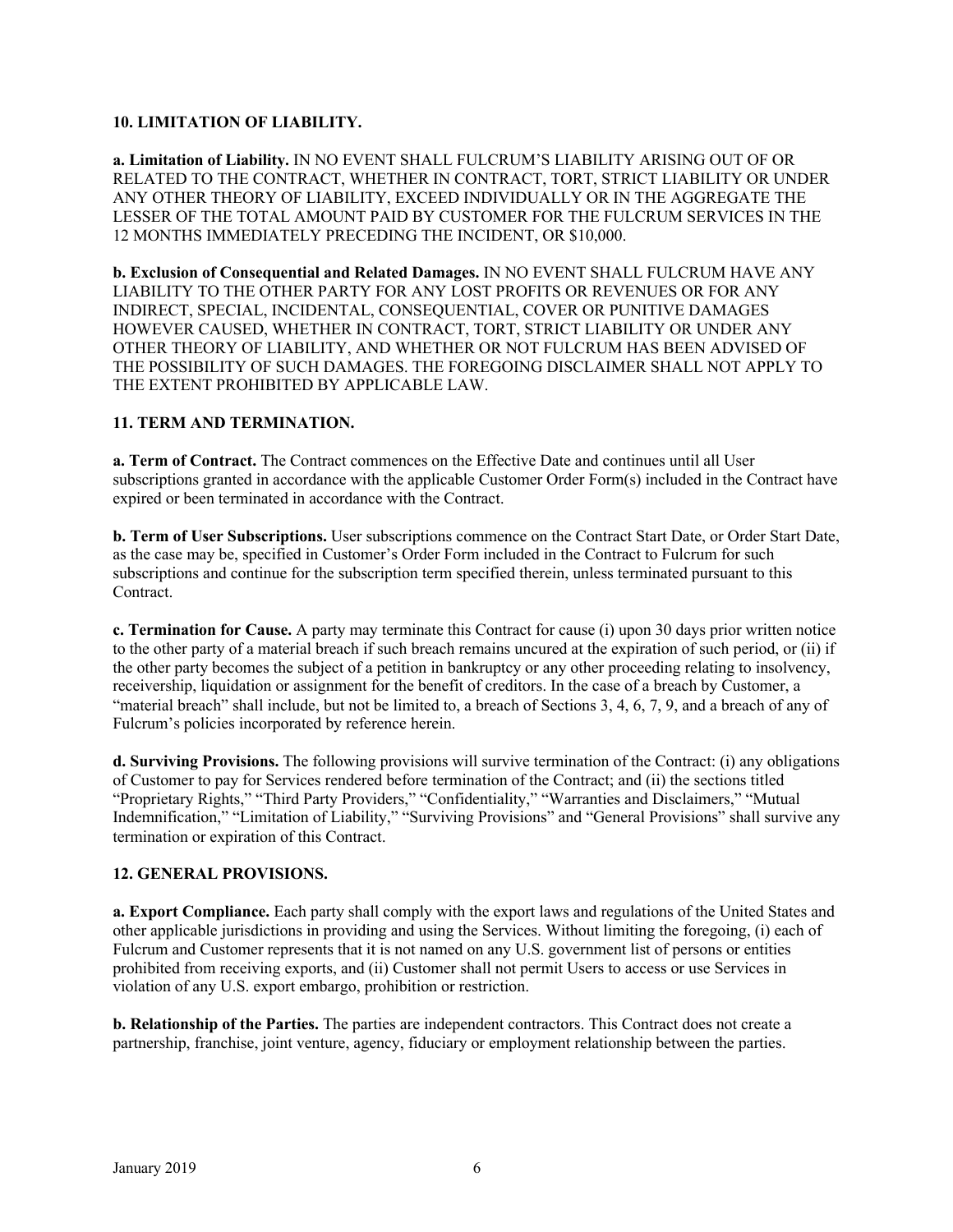### 10. LIMITATION OF LIABILITY.

**a. Limitation of Liability.** IN NO EVENT SHALL FULCRUM'S LIABILITY ARISING OUT OF OR RELATED TO THE CONTRACT, WHETHER IN CONTRACT, TORT, STRICT LIABILITY OR UNDER ANY OTHER THEORY OF LIABILITY, EXCEED INDIVIDUALLY OR IN THE AGGREGATE THE LESSER OF THE TOTAL AMOUNT PAID BY CUSTOMER FOR THE FULCRUM SERVICES IN THE 12 MONTHS IMMEDIATELY PRECEDING THE INCIDENT, OR $10,000.

**b. Exclusion of Consequential and Related Damages.** IN NO EVENT SHALL FULCRUM HAVE ANY LIABILITY TO THE OTHER PARTY FOR ANY LOST PROFITS OR REVENUES OR FOR ANY INDIRECT, SPECIAL, INCIDENTAL, CONSEQUENTIAL, COVER OR PUNITIVE DAMAGES HOWEVER CAUSED, WHETHER IN CONTRACT, TORT, STRICT LIABILITY OR UNDER ANY OTHER THEORY OF LIABILITY, AND WHETHER OR NOT FULCRUM HAS BEEN ADVISED OF THE POSSIBILITY OF SUCH DAMAGES. THE FOREGOING DISCLAIMER SHALL NOT APPLY TO THE EXTENT PROHIBITED BY APPLICABLE LAW.

### 11. TERM AND TERMINATION.

**a. Term of Contract.** The Contract commences on the Effective Date and continues until all User subscriptions granted in accordance with the applicable Customer Order Form(s) included in the Contract have expired or been terminated in accordance with the Contract.

**b. Term of User Subscriptions.** User subscriptions commence on the Contract Start Date, or Order Start Date, as the case may be, specified in Customer's Order Form included in the Contract to Fulcrum for such subscriptions and continue for the subscription term specified therein, unless terminated pursuant to this Contract.

**c. Termination for Cause.** A party may terminate this Contract for cause (i) upon 30 days prior written notice to the other party of a material breach if such breach remains uncured at the expiration of such period, or (ii) if the other party becomes the subject of a petition in bankruptcy or any other proceeding relating to insolvency, receivership, liquidation or assignment for the benefit of creditors. In the case of a breach by Customer, a "material breach" shall include, but not be limited to, a breach of Sections 3, 4, 6, 7, 9, and a breach of any of Fulcrum's policies incorporated by reference herein.

**d. Surviving Provisions.** The following provisions will survive termination of the Contract: (i) any obligations of Customer to pay for Services rendered before termination of the Contract; and (ii) the sections titled "Proprietary Rights," "Third Party Providers," "Confidentiality," "Warranties and Disclaimers," "Mutual Indemnification," "Limitation of Liability," "Surviving Provisions" and "General Provisions" shall survive any termination or expiration of this Contract.

### 12. GENERAL PROVISIONS.

**a. Export Compliance.** Each party shall comply with the export laws and regulations of the United States and other applicable jurisdictions in providing and using the Services. Without limiting the foregoing, (i) each of Fulcrum and Customer represents that it is not named on any U.S. government list of persons or entities prohibited from receiving exports, and (ii) Customer shall not permit Users to access or use Services in violation of any U.S. export embargo, prohibition or restriction.

**b. Relationship of the Parties.** The parties are independent contractors. This Contract does not create a partnership, franchise, joint venture, agency, fiduciary or employment relationship between the parties.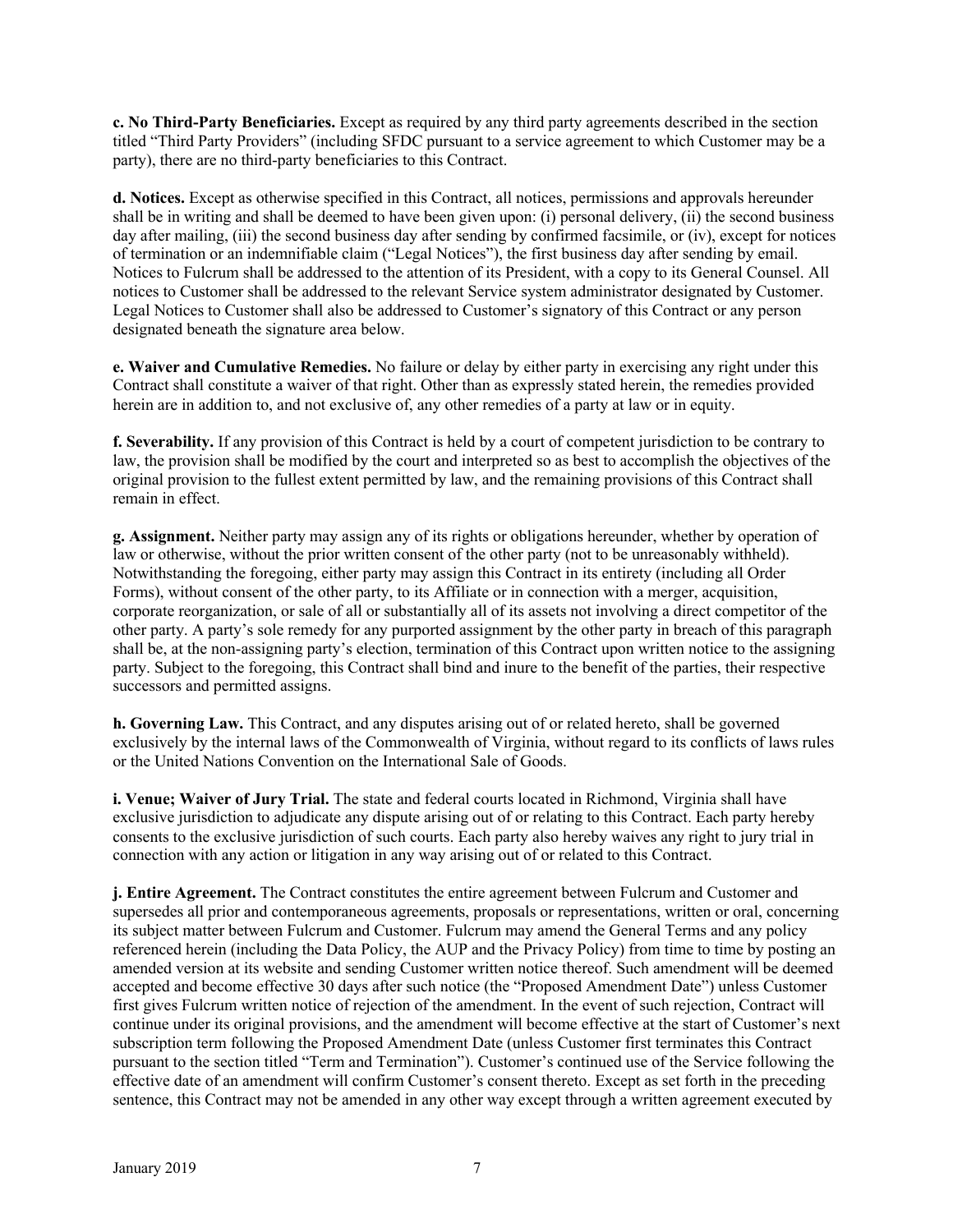**c. No Third-Party Beneficiaries.** Except as required by any third party agreements described in the section titled "Third Party Providers" (including SFDC pursuant to a service agreement to which Customer may be a party), there are no third-party beneficiaries to this Contract.

**d. Notices.** Except as otherwise specified in this Contract, all notices, permissions and approvals hereunder shall be in writing and shall be deemed to have been given upon: (i) personal delivery, (ii) the second business day after mailing, (iii) the second business day after sending by confirmed facsimile, or (iv), except for notices of termination or an indemnifiable claim ("Legal Notices"), the first business day after sending by email. Notices to Fulcrum shall be addressed to the attention of its President, with a copy to its General Counsel. All notices to Customer shall be addressed to the relevant Service system administrator designated by Customer. Legal Notices to Customer shall also be addressed to Customer's signatory of this Contract or any person designated beneath the signature area below.

**e. Waiver and Cumulative Remedies.** No failure or delay by either party in exercising any right under this Contract shall constitute a waiver of that right. Other than as expressly stated herein, the remedies provided herein are in addition to, and not exclusive of, any other remedies of a party at law or in equity.

**f. Severability.** If any provision of this Contract is held by a court of competent jurisdiction to be contrary to law, the provision shall be modified by the court and interpreted so as best to accomplish the objectives of the original provision to the fullest extent permitted by law, and the remaining provisions of this Contract shall remain in effect.

**g. Assignment.** Neither party may assign any of its rights or obligations hereunder, whether by operation of law or otherwise, without the prior written consent of the other party (not to be unreasonably withheld). Notwithstanding the foregoing, either party may assign this Contract in its entirety (including all Order Forms), without consent of the other party, to its Affiliate or in connection with a merger, acquisition, corporate reorganization, or sale of all or substantially all of its assets not involving a direct competitor of the other party. A party's sole remedy for any purported assignment by the other party in breach of this paragraph shall be, at the non-assigning party's election, termination of this Contract upon written notice to the assigning party. Subject to the foregoing, this Contract shall bind and inure to the benefit of the parties, their respective successors and permitted assigns.

**h. Governing Law.** This Contract, and any disputes arising out of or related hereto, shall be governed exclusively by the internal laws of the Commonwealth of Virginia, without regard to its conflicts of laws rules or the United Nations Convention on the International Sale of Goods.

**i. Venue; Waiver of Jury Trial.** The state and federal courts located in Richmond, Virginia shall have exclusive jurisdiction to adjudicate any dispute arising out of or relating to this Contract. Each party hereby consents to the exclusive jurisdiction of such courts. Each party also hereby waives any right to jury trial in connection with any action or litigation in any way arising out of or related to this Contract.

**j. Entire Agreement.** The Contract constitutes the entire agreement between Fulcrum and Customer and supersedes all prior and contemporaneous agreements, proposals or representations, written or oral, concerning its subject matter between Fulcrum and Customer. Fulcrum may amend the General Terms and any policy referenced herein (including the Data Policy, the AUP and the Privacy Policy) from time to time by posting an amended version at its website and sending Customer written notice thereof. Such amendment will be deemed accepted and become effective 30 days after such notice (the "Proposed Amendment Date") unless Customer first gives Fulcrum written notice of rejection of the amendment. In the event of such rejection, Contract will continue under its original provisions, and the amendment will become effective at the start of Customer's next subscription term following the Proposed Amendment Date (unless Customer first terminates this Contract pursuant to the section titled "Term and Termination"). Customer's continued use of the Service following the effective date of an amendment will confirm Customer's consent thereto. Except as set forth in the preceding sentence, this Contract may not be amended in any other way except through a written agreement executed by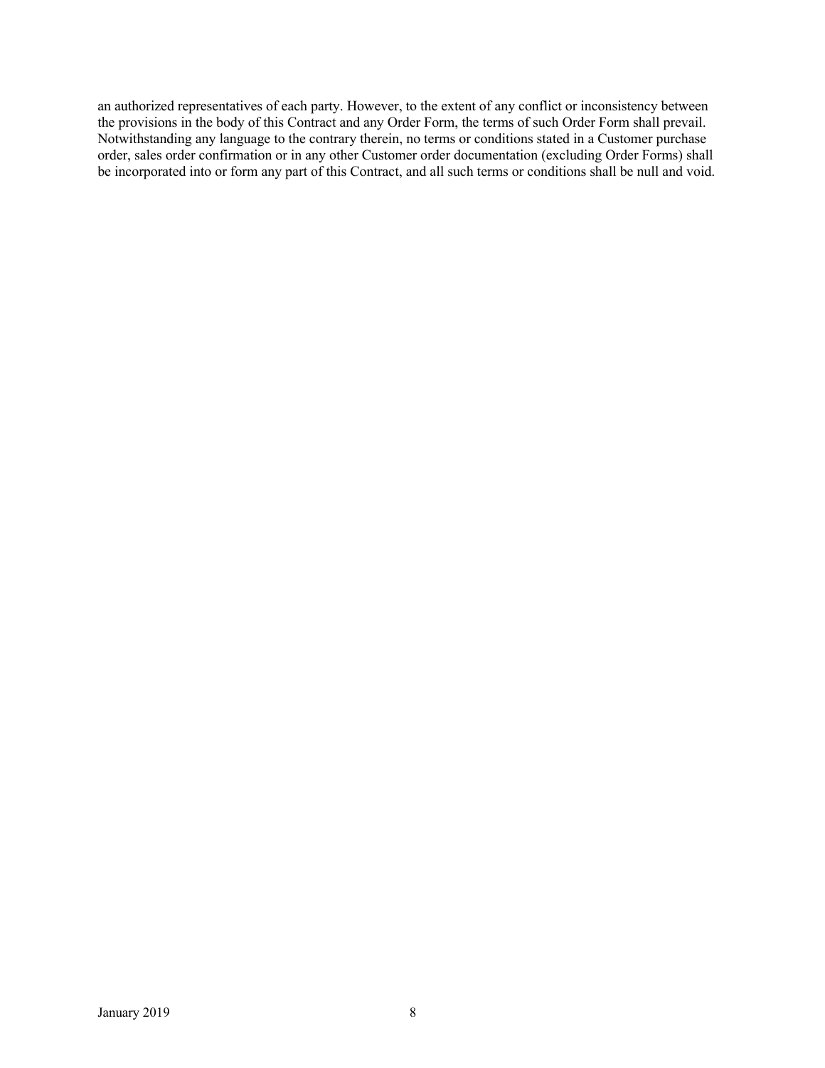an authorized representatives of each party. However, to the extent of any conflict or inconsistency between the provisions in the body of this Contract and any Order Form, the terms of such Order Form shall prevail. Notwithstanding any language to the contrary therein, no terms or conditions stated in a Customer purchase order, sales order confirmation or in any other Customer order documentation (excluding Order Forms) shall be incorporated into or form any part of this Contract, and all such terms or conditions shall be null and void.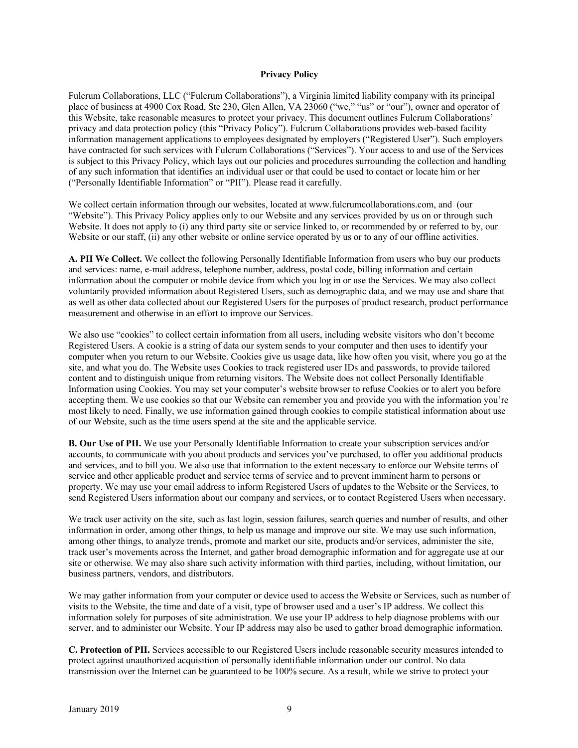**Privacy Policy**

Fulcrum Collaborations, LLC ("Fulcrum Collaborations"), a Virginia limited liability company with its principal place of business at 4900 Cox Road, Ste 230, Glen Allen, VA 23060 ("we," "us" or "our"), owner and operator of this Website, take reasonable measures to protect your privacy. This document outlines Fulcrum Collaborations' privacy and data protection policy (this "Privacy Policy"). Fulcrum Collaborations provides web-based facility information management applications to employees designated by employers ("Registered User"). Such employers have contracted for such services with Fulcrum Collaborations ("Services"). Your access to and use of the Services is subject to this Privacy Policy, which lays out our policies and procedures surrounding the collection and handling of any such information that identifies an individual user or that could be used to contact or locate him or her ("Personally Identifiable Information" or "PII"). Please read it carefully.

We collect certain information through our websites, located at www.fulcrumcollaborations.com, and  (our "Website"). This Privacy Policy applies only to our Website and any services provided by us on or through such Website. It does not apply to (i) any third party site or service linked to, or recommended by or referred to by, our Website or our staff, (ii) any other website or online service operated by us or to any of our offline activities.

**A. PII We Collect.** We collect the following Personally Identifiable Information from users who buy our products and services: name, e-mail address, telephone number, address, postal code, billing information and certain information about the computer or mobile device from which you log in or use the Services. We may also collect voluntarily provided information about Registered Users, such as demographic data, and we may use and share that as well as other data collected about our Registered Users for the purposes of product research, product performance measurement and otherwise in an effort to improve our Services.

We also use "cookies" to collect certain information from all users, including website visitors who don't become Registered Users. A cookie is a string of data our system sends to your computer and then uses to identify your computer when you return to our Website. Cookies give us usage data, like how often you visit, where you go at the site, and what you do. The Website uses Cookies to track registered user IDs and passwords, to provide tailored content and to distinguish unique from returning visitors. The Website does not collect Personally Identifiable Information using Cookies. You may set your computer's website browser to refuse Cookies or to alert you before accepting them. We use cookies so that our Website can remember you and provide you with the information you're most likely to need. Finally, we use information gained through cookies to compile statistical information about use of our Website, such as the time users spend at the site and the applicable service.

**B. Our Use of PII.** We use your Personally Identifiable Information to create your subscription services and/or accounts, to communicate with you about products and services you've purchased, to offer you additional products and services, and to bill you. We also use that information to the extent necessary to enforce our Website terms of service and other applicable product and service terms of service and to prevent imminent harm to persons or property. We may use your email address to inform Registered Users of updates to the Website or the Services, to send Registered Users information about our company and services, or to contact Registered Users when necessary.

We track user activity on the site, such as last login, session failures, search queries and number of results, and other information in order, among other things, to help us manage and improve our site. We may use such information, among other things, to analyze trends, promote and market our site, products and/or services, administer the site, track user's movements across the Internet, and gather broad demographic information and for aggregate use at our site or otherwise. We may also share such activity information with third parties, including, without limitation, our business partners, vendors, and distributors.

We may gather information from your computer or device used to access the Website or Services, such as number of visits to the Website, the time and date of a visit, type of browser used and a user's IP address. We collect this information solely for purposes of site administration. We use your IP address to help diagnose problems with our server, and to administer our Website. Your IP address may also be used to gather broad demographic information.

**C. Protection of PII.** Services accessible to our Registered Users include reasonable security measures intended to protect against unauthorized acquisition of personally identifiable information under our control. No data transmission over the Internet can be guaranteed to be 100% secure. As a result, while we strive to protect your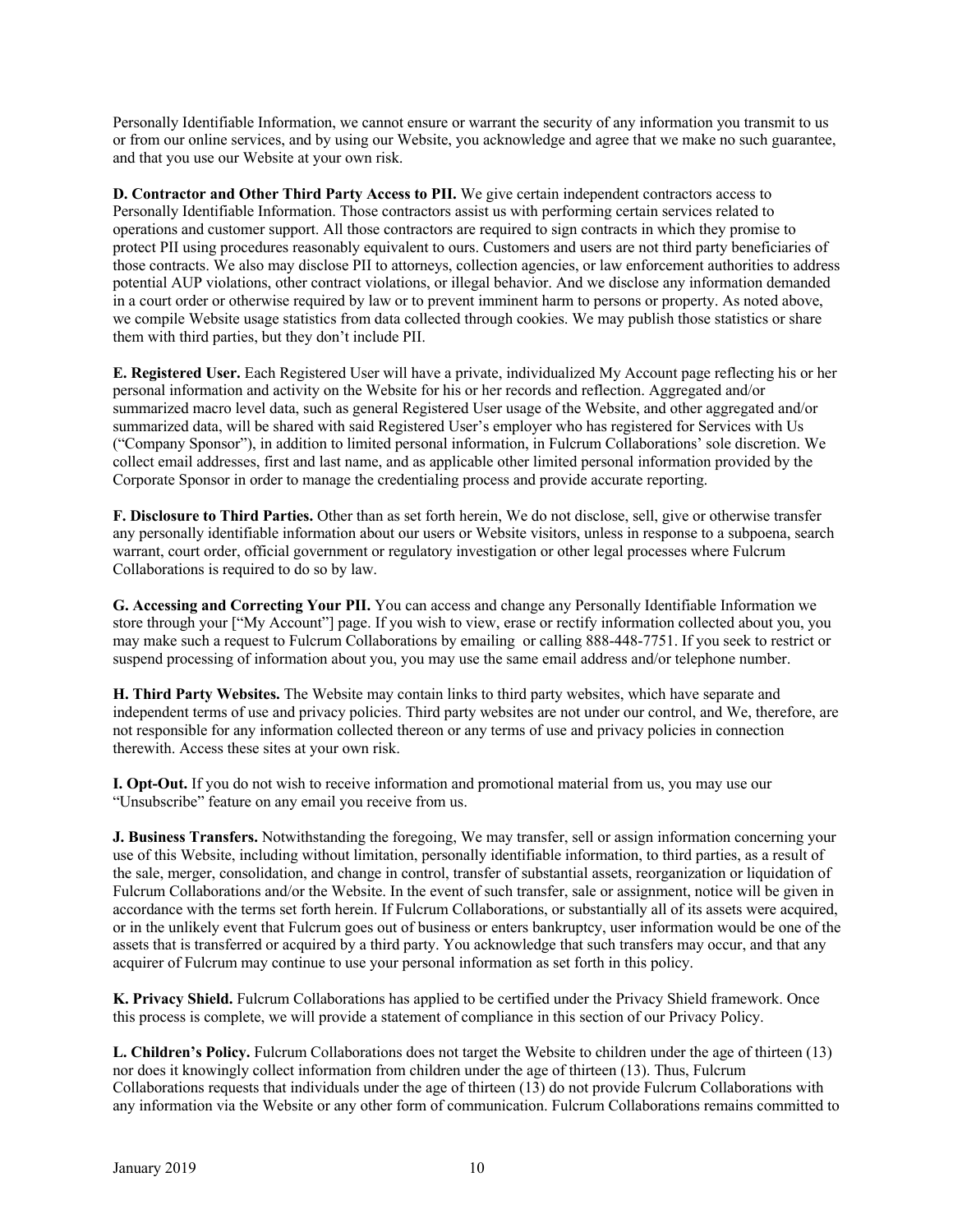Personally Identifiable Information, we cannot ensure or warrant the security of any information you transmit to us or from our online services, and by using our Website, you acknowledge and agree that we make no such guarantee, and that you use our Website at your own risk.

**D. Contractor and Other Third Party Access to PII.** We give certain independent contractors access to Personally Identifiable Information. Those contractors assist us with performing certain services related to operations and customer support. All those contractors are required to sign contracts in which they promise to protect PII using procedures reasonably equivalent to ours. Customers and users are not third party beneficiaries of those contracts. We also may disclose PII to attorneys, collection agencies, or law enforcement authorities to address potential AUP violations, other contract violations, or illegal behavior. And we disclose any information demanded in a court order or otherwise required by law or to prevent imminent harm to persons or property. As noted above, we compile Website usage statistics from data collected through cookies. We may publish those statistics or share them with third parties, but they don't include PII.

**E. Registered User.** Each Registered User will have a private, individualized My Account page reflecting his or her personal information and activity on the Website for his or her records and reflection. Aggregated and/or summarized macro level data, such as general Registered User usage of the Website, and other aggregated and/or summarized data, will be shared with said Registered User's employer who has registered for Services with Us ("Company Sponsor"), in addition to limited personal information, in Fulcrum Collaborations' sole discretion. We collect email addresses, first and last name, and as applicable other limited personal information provided by the Corporate Sponsor in order to manage the credentialing process and provide accurate reporting.

**F. Disclosure to Third Parties.** Other than as set forth herein, We do not disclose, sell, give or otherwise transfer any personally identifiable information about our users or Website visitors, unless in response to a subpoena, search warrant, court order, official government or regulatory investigation or other legal processes where Fulcrum Collaborations is required to do so by law.

**G. Accessing and Correcting Your PII.** You can access and change any Personally Identifiable Information we store through your ["My Account"] page. If you wish to view, erase or rectify information collected about you, you may make such a request to Fulcrum Collaborations by emailing or calling 888-448-7751. If you seek to restrict or suspend processing of information about you, you may use the same email address and/or telephone number.

**H. Third Party Websites.** The Website may contain links to third party websites, which have separate and independent terms of use and privacy policies. Third party websites are not under our control, and We, therefore, are not responsible for any information collected thereon or any terms of use and privacy policies in connection therewith. Access these sites at your own risk.

**I. Opt-Out.** If you do not wish to receive information and promotional material from us, you may use our "Unsubscribe" feature on any email you receive from us.

**J. Business Transfers.** Notwithstanding the foregoing, We may transfer, sell or assign information concerning your use of this Website, including without limitation, personally identifiable information, to third parties, as a result of the sale, merger, consolidation, and change in control, transfer of substantial assets, reorganization or liquidation of Fulcrum Collaborations and/or the Website. In the event of such transfer, sale or assignment, notice will be given in accordance with the terms set forth herein. If Fulcrum Collaborations, or substantially all of its assets were acquired, or in the unlikely event that Fulcrum goes out of business or enters bankruptcy, user information would be one of the assets that is transferred or acquired by a third party. You acknowledge that such transfers may occur, and that any acquirer of Fulcrum may continue to use your personal information as set forth in this policy.

**K. Privacy Shield.** Fulcrum Collaborations has applied to be certified under the Privacy Shield framework. Once this process is complete, we will provide a statement of compliance in this section of our Privacy Policy.

**L. Children's Policy.** Fulcrum Collaborations does not target the Website to children under the age of thirteen (13) nor does it knowingly collect information from children under the age of thirteen (13). Thus, Fulcrum Collaborations requests that individuals under the age of thirteen (13) do not provide Fulcrum Collaborations with any information via the Website or any other form of communication. Fulcrum Collaborations remains committed to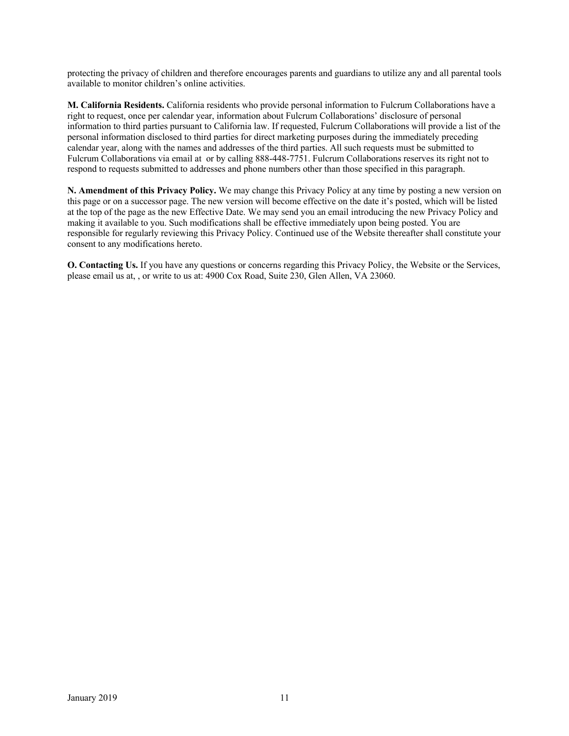protecting the privacy of children and therefore encourages parents and guardians to utilize any and all parental tools available to monitor children's online activities.

**M. California Residents.** California residents who provide personal information to Fulcrum Collaborations have a right to request, once per calendar year, information about Fulcrum Collaborations' disclosure of personal information to third parties pursuant to California law. If requested, Fulcrum Collaborations will provide a list of the personal information disclosed to third parties for direct marketing purposes during the immediately preceding calendar year, along with the names and addresses of the third parties. All such requests must be submitted to Fulcrum Collaborations via email at  or by calling 888-448-7751. Fulcrum Collaborations reserves its right not to respond to requests submitted to addresses and phone numbers other than those specified in this paragraph.

**N. Amendment of this Privacy Policy.** We may change this Privacy Policy at any time by posting a new version on this page or on a successor page. The new version will become effective on the date it's posted, which will be listed at the top of the page as the new Effective Date. We may send you an email introducing the new Privacy Policy and making it available to you. Such modifications shall be effective immediately upon being posted. You are responsible for regularly reviewing this Privacy Policy. Continued use of the Website thereafter shall constitute your consent to any modifications hereto.

**O. Contacting Us.** If you have any questions or concerns regarding this Privacy Policy, the Website or the Services, please email us at, , or write to us at: 4900 Cox Road, Suite 230, Glen Allen, VA 23060.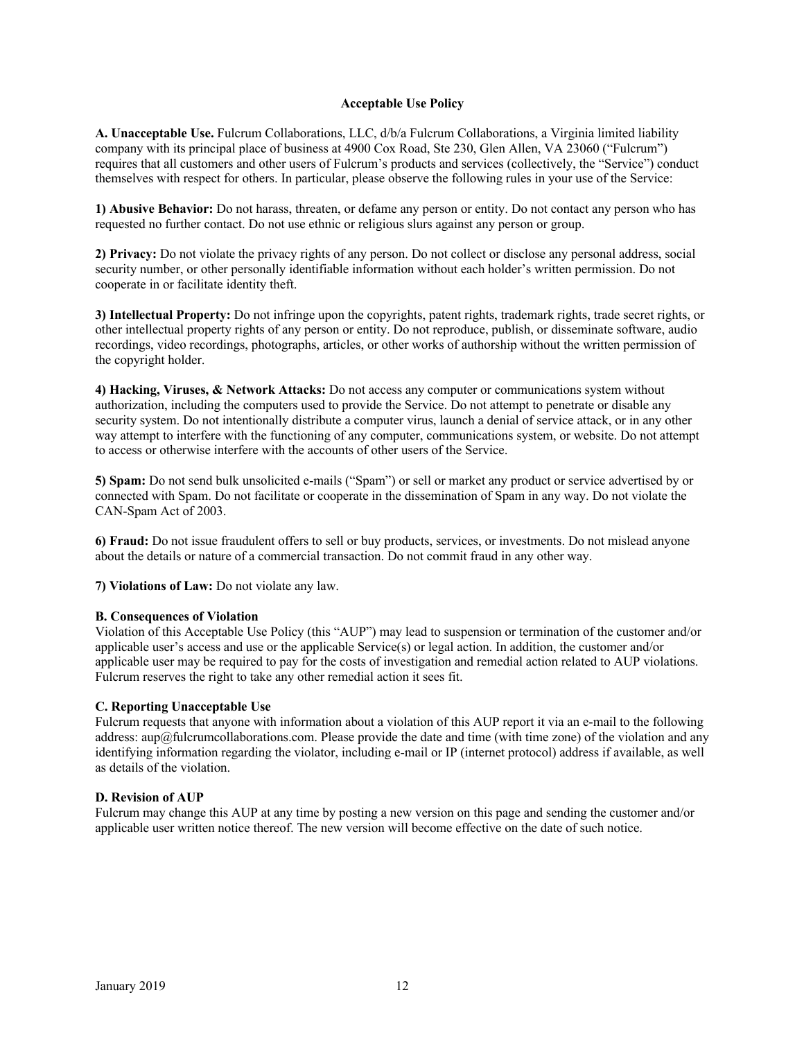# Acceptable Use Policy

**A. Unacceptable Use.** Fulcrum Collaborations, LLC, d/b/a Fulcrum Collaborations, a Virginia limited liability company with its principal place of business at 4900 Cox Road, Ste 230, Glen Allen, VA 23060 ("Fulcrum") requires that all customers and other users of Fulcrum's products and services (collectively, the "Service") conduct themselves with respect for others. In particular, please observe the following rules in your use of the Service:

**1) Abusive Behavior:** Do not harass, threaten, or defame any person or entity. Do not contact any person who has requested no further contact. Do not use ethnic or religious slurs against any person or group.

**2) Privacy:** Do not violate the privacy rights of any person. Do not collect or disclose any personal address, social security number, or other personally identifiable information without each holder's written permission. Do not cooperate in or facilitate identity theft.

**3) Intellectual Property:** Do not infringe upon the copyrights, patent rights, trademark rights, trade secret rights, or other intellectual property rights of any person or entity. Do not reproduce, publish, or disseminate software, audio recordings, video recordings, photographs, articles, or other works of authorship without the written permission of the copyright holder.

**4) Hacking, Viruses, & Network Attacks:** Do not access any computer or communications system without authorization, including the computers used to provide the Service. Do not attempt to penetrate or disable any security system. Do not intentionally distribute a computer virus, launch a denial of service attack, or in any other way attempt to interfere with the functioning of any computer, communications system, or website. Do not attempt to access or otherwise interfere with the accounts of other users of the Service.

**5) Spam:** Do not send bulk unsolicited e-mails ("Spam") or sell or market any product or service advertised by or connected with Spam. Do not facilitate or cooperate in the dissemination of Spam in any way. Do not violate the CAN-Spam Act of 2003.

**6) Fraud:** Do not issue fraudulent offers to sell or buy products, services, or investments. Do not mislead anyone about the details or nature of a commercial transaction. Do not commit fraud in any other way.

**7) Violations of Law:** Do not violate any law.

**B. Consequences of Violation**

Violation of this Acceptable Use Policy (this "AUP") may lead to suspension or termination of the customer and/or applicable user's access and use or the applicable Service(s) or legal action. In addition, the customer and/or applicable user may be required to pay for the costs of investigation and remedial action related to AUP violations. Fulcrum reserves the right to take any other remedial action it sees fit.

**C. Reporting Unacceptable Use**

Fulcrum requests that anyone with information about a violation of this AUP report it via an e-mail to the following address: aup@fulcrumcollaborations.com. Please provide the date and time (with time zone) of the violation and any identifying information regarding the violator, including e-mail or IP (internet protocol) address if available, as well as details of the violation.

**D. Revision of AUP**

Fulcrum may change this AUP at any time by posting a new version on this page and sending the customer and/or applicable user written notice thereof. The new version will become effective on the date of such notice.

January 2019